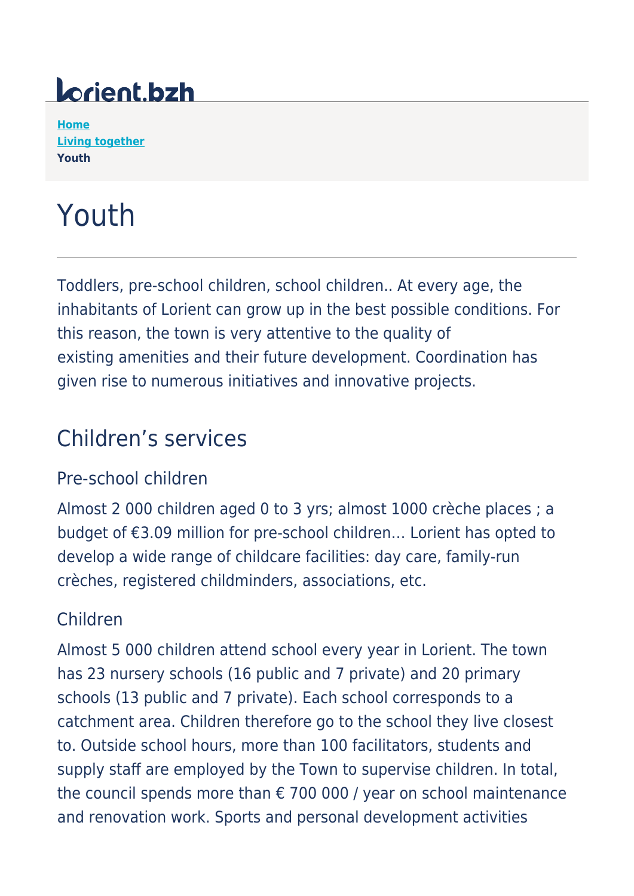lorient.bzh

**Home**
**Living together**
**Youth**

# Youth

Toddlers, pre-school children, school children.. At every age, the inhabitants of Lorient can grow up in the best possible conditions. For this reason, the town is very attentive to the quality of existing amenities and their future development. Coordination has given rise to numerous initiatives and innovative projects.

## Children's services

### Pre-school children

Almost 2 000 children aged 0 to 3 yrs; almost 1000 crèche places ; a budget of €3.09 million for pre-school children... Lorient has opted to develop a wide range of childcare facilities: day care, family-run crèches, registered childminders, associations, etc.

### Children

Almost 5 000 children attend school every year in Lorient. The town has 23 nursery schools (16 public and 7 private) and 20 primary schools (13 public and 7 private). Each school corresponds to a catchment area. Children therefore go to the school they live closest to. Outside school hours, more than 100 facilitators, students and supply staff are employed by the Town to supervise children. In total, the council spends more than € 700 000 / year on school maintenance and renovation work. Sports and personal development activities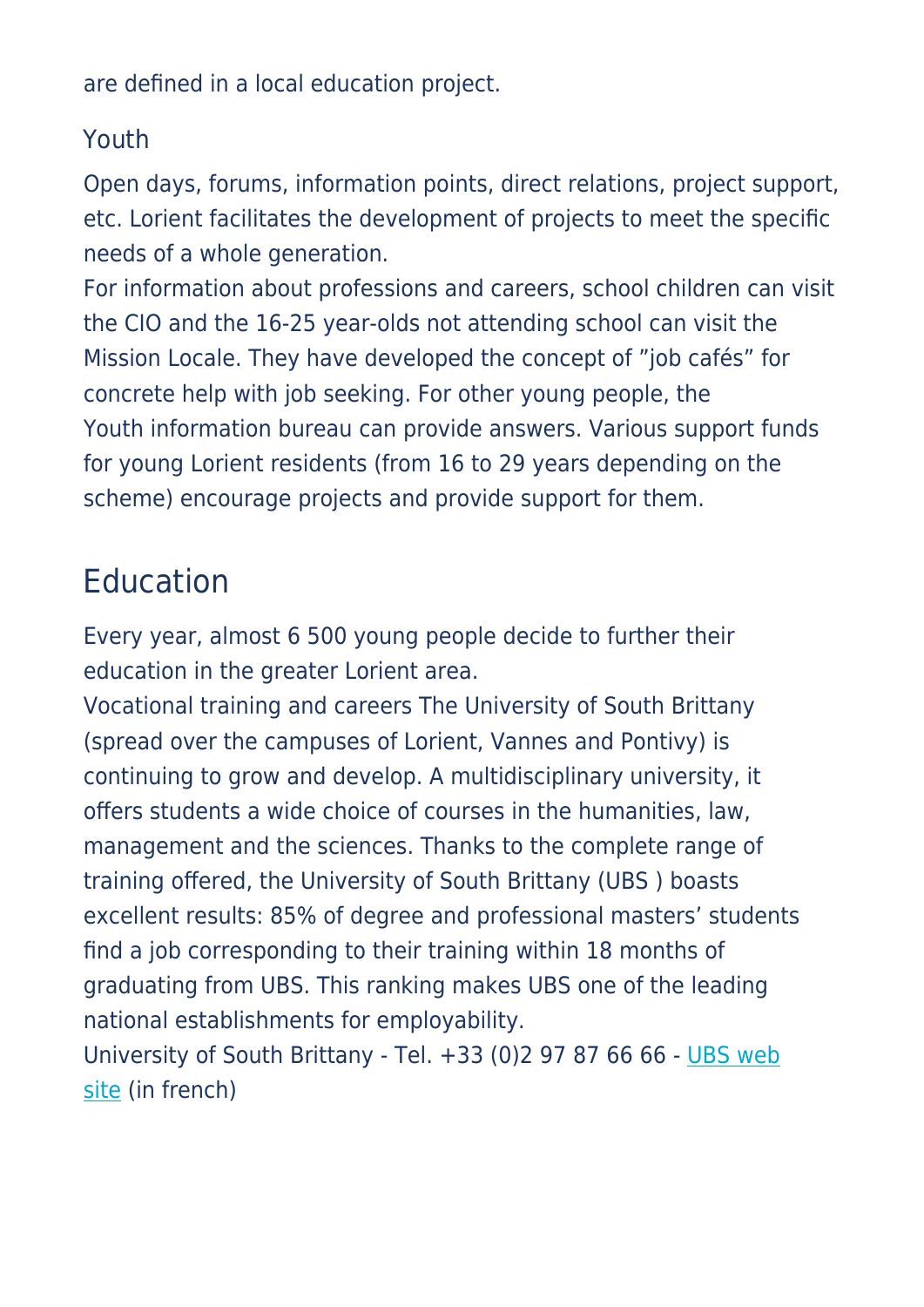are defined in a local education project.

### Youth

Open days, forums, information points, direct relations, project support, etc. Lorient facilitates the development of projects to meet the specific needs of a whole generation.
For information about professions and careers, school children can visit the CIO and the 16-25 year-olds not attending school can visit the Mission Locale. They have developed the concept of "job cafés" for concrete help with job seeking. For other young people, the Youth information bureau can provide answers. Various support funds for young Lorient residents (from 16 to 29 years depending on the scheme) encourage projects and provide support for them.

## Education

Every year, almost 6 500 young people decide to further their education in the greater Lorient area.
Vocational training and careers The University of South Brittany (spread over the campuses of Lorient, Vannes and Pontivy) is continuing to grow and develop. A multidisciplinary university, it offers students a wide choice of courses in the humanities, law, management and the sciences. Thanks to the complete range of training offered, the University of South Brittany (UBS ) boasts excellent results: 85% of degree and professional masters' students find a job corresponding to their training within 18 months of graduating from UBS. This ranking makes UBS one of the leading national establishments for employability.
University of South Brittany - Tel. +33 (0)2 97 87 66 66 - UBS web site (in french)